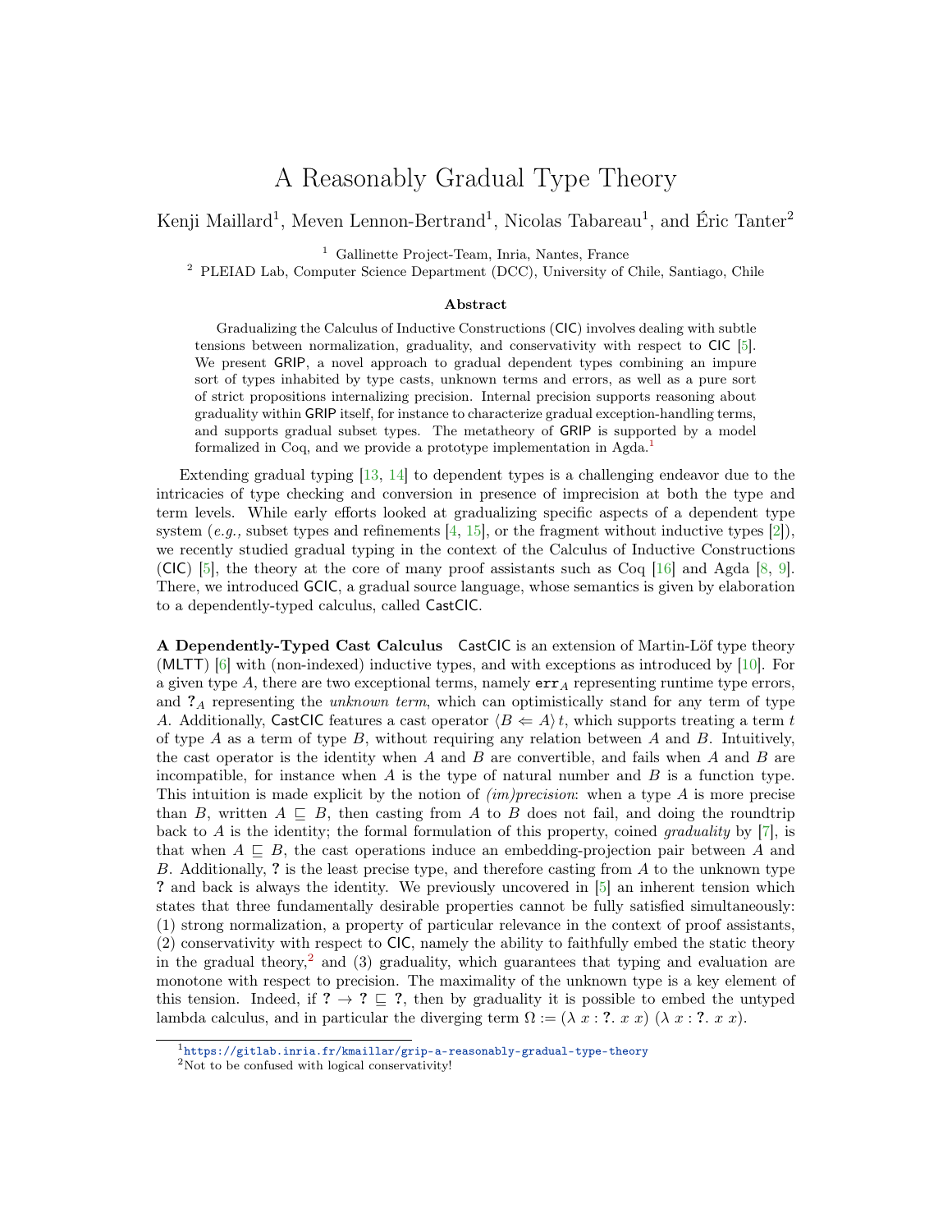# A Reasonably Gradual Type Theory

Kenji Maillard[1], Meven Lennon-Bertrand[1], Nicolas Tabareau[1], and Éric Tanter[2]

[1] Gallinette Project-Team, Inria, Nantes, France
[2] PLEIAD Lab, Computer Science Department (DCC), University of Chile, Santiago, Chile

**Abstract**

Gradualizing the Calculus of Inductive Constructions (CIC) involves dealing with subtle tensions between normalization, graduality, and conservativity with respect to CIC [5]. We present GRIP, a novel approach to gradual dependent types combining an impure sort of types inhabited by type casts, unknown terms and errors, as well as a pure sort of strict propositions internalizing precision. Internal precision supports reasoning about graduality within GRIP itself, for instance to characterize gradual exception-handling terms, and supports gradual subset types. The metatheory of GRIP is supported by a model formalized in Coq, and we provide a prototype implementation in Agda.[1]

Extending gradual typing [13, 14] to dependent types is a challenging endeavor due to the intricacies of type checking and conversion in presence of imprecision at both the type and term levels. While early efforts looked at gradualizing specific aspects of a dependent type system (*e.g.,* subset types and refinements [4, 15], or the fragment without inductive types [2]), we recently studied gradual typing in the context of the Calculus of Inductive Constructions (CIC) [5], the theory at the core of many proof assistants such as Coq [16] and Agda [8, 9]. There, we introduced GCIC, a gradual source language, whose semantics is given by elaboration to a dependently-typed calculus, called CastCIC.

**A Dependently-Typed Cast Calculus** CastCIC is an extension of Martin-Löf type theory (MLTT) [6] with (non-indexed) inductive types, and with exceptions as introduced by [10]. For a given type $A$, there are two exceptional terms, namely $\mathtt{err}_A$ representing runtime type errors, and $?_A$ representing the *unknown term*, which can optimistically stand for any term of type $A$. Additionally, CastCIC features a cast operator $\langle B \Leftarrow A \rangle\, t$, which supports treating a term $t$ of type $A$ as a term of type $B$, without requiring any relation between $A$ and $B$. Intuitively, the cast operator is the identity when $A$ and $B$ are convertible, and fails when $A$ and $B$ are incompatible, for instance when $A$ is the type of natural number and $B$ is a function type. This intuition is made explicit by the notion of *(im)precision*: when a type $A$ is more precise than $B$, written $A \sqsubseteq B$, then casting from $A$ to $B$ does not fail, and doing the roundtrip back to $A$ is the identity; the formal formulation of this property, coined *graduality* by [7], is that when $A \sqsubseteq B$, the cast operations induce an embedding-projection pair between $A$ and $B$. Additionally, $?$ is the least precise type, and therefore casting from $A$ to the unknown type $?$ and back is always the identity. We previously uncovered in [5] an inherent tension which states that three fundamentally desirable properties cannot be fully satisfied simultaneously: (1) strong normalization, a property of particular relevance in the context of proof assistants, (2) conservativity with respect to CIC, namely the ability to faithfully embed the static theory in the gradual theory,[2] and (3) graduality, which guarantees that typing and evaluation are monotone with respect to precision. The maximality of the unknown type is a key element of this tension. Indeed, if $? \to ? \sqsubseteq ?$, then by graduality it is possible to embed the untyped lambda calculus, and in particular the diverging term $\Omega := (\lambda\, x : ?.\ x\ x)\ (\lambda\, x : ?.\ x\ x)$.

[1] https://gitlab.inria.fr/kmaillar/grip-a-reasonably-gradual-type-theory

[2] Not to be confused with logical conservativity!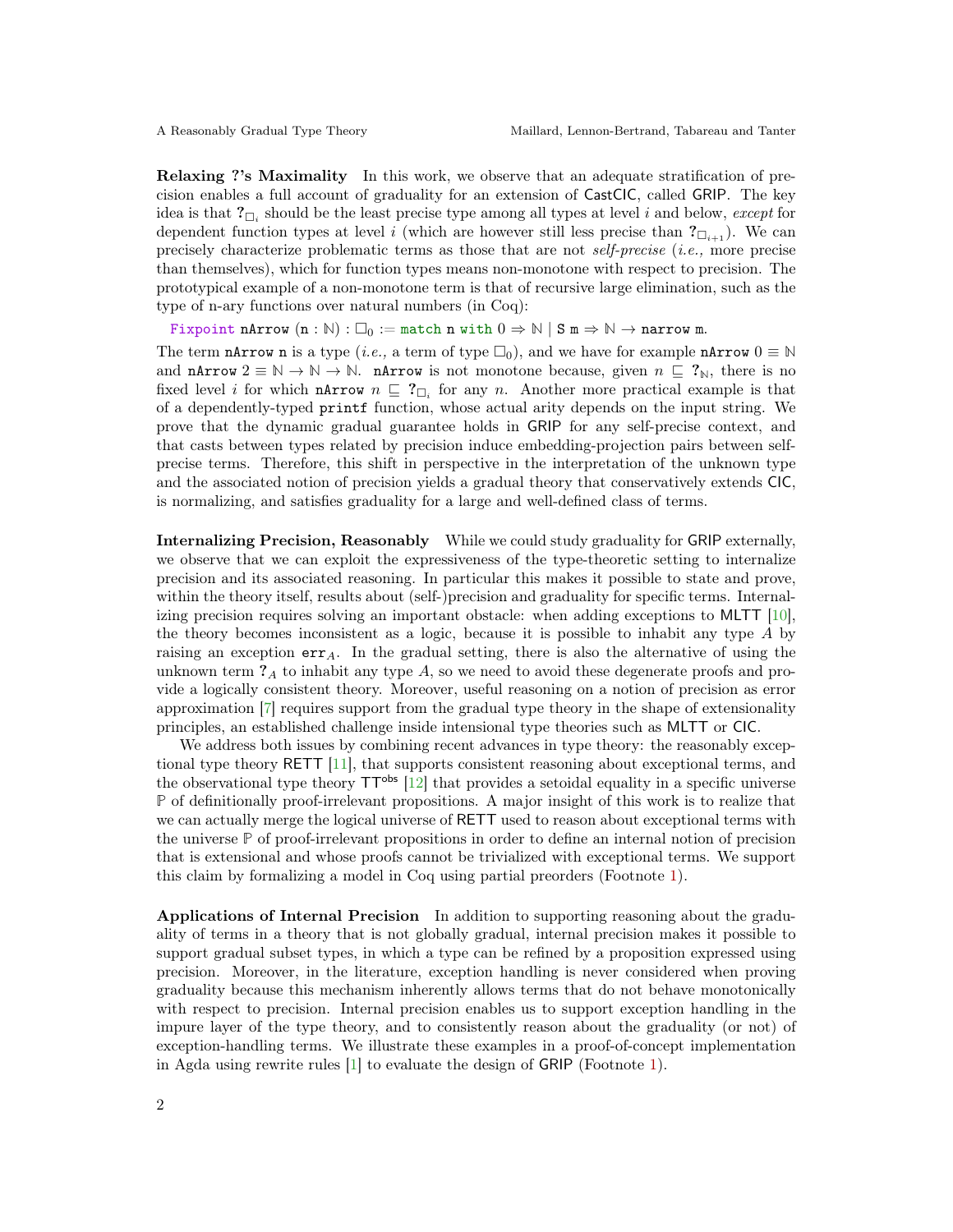**Relaxing ?'s Maximality** In this work, we observe that an adequate stratification of precision enables a full account of graduality for an extension of CastCIC, called GRIP. The key idea is that $?_{\square_i}$ should be the least precise type among all types at level $i$ and below, *except* for dependent function types at level $i$ (which are however still less precise than $?_{\square_{i+1}}$). We can precisely characterize problematic terms as those that are not *self-precise* (*i.e.,* more precise than themselves), which for function types means non-monotone with respect to precision. The prototypical example of a non-monotone term is that of recursive large elimination, such as the type of n-ary functions over natural numbers (in Coq):

```
Fixpoint nArrow (n : ℕ) : □₀ := match n with 0 ⇒ ℕ | S m ⇒ ℕ → narrow m.
```

The term `nArrow n` is a type (*i.e.,* a term of type $\square_0$), and we have for example `nArrow` $0 \equiv \mathbb{N}$ and `nArrow` $2 \equiv \mathbb{N} \to \mathbb{N} \to \mathbb{N}$. `nArrow` is not monotone because, given $n \sqsubseteq ?_{\mathbb{N}}$, there is no fixed level $i$ for which `nArrow` $n \sqsubseteq ?_{\square_i}$ for any $n$. Another more practical example is that of a dependently-typed `printf` function, whose actual arity depends on the input string. We prove that the dynamic gradual guarantee holds in GRIP for any self-precise context, and that casts between types related by precision induce embedding-projection pairs between self-precise terms. Therefore, this shift in perspective in the interpretation of the unknown type and the associated notion of precision yields a gradual theory that conservatively extends CIC, is normalizing, and satisfies graduality for a large and well-defined class of terms.

**Internalizing Precision, Reasonably** While we could study graduality for GRIP externally, we observe that we can exploit the expressiveness of the type-theoretic setting to internalize precision and its associated reasoning. In particular this makes it possible to state and prove, within the theory itself, results about (self-)precision and graduality for specific terms. Internalizing precision requires solving an important obstacle: when adding exceptions to MLTT [10], the theory becomes inconsistent as a logic, because it is possible to inhabit any type $A$ by raising an exception $\mathtt{err}_A$. In the gradual setting, there is also the alternative of using the unknown term $?_A$ to inhabit any type $A$, so we need to avoid these degenerate proofs and provide a logically consistent theory. Moreover, useful reasoning on a notion of precision as error approximation [7] requires support from the gradual type theory in the shape of extensionality principles, an established challenge inside intensional type theories such as MLTT or CIC.

We address both issues by combining recent advances in type theory: the reasonably exceptional type theory RETT [11], that supports consistent reasoning about exceptional terms, and the observational type theory $\mathsf{TT}^{\mathsf{obs}}$ [12] that provides a setoidal equality in a specific universe $\mathbb{P}$ of definitionally proof-irrelevant propositions. A major insight of this work is to realize that we can actually merge the logical universe of RETT used to reason about exceptional terms with the universe $\mathbb{P}$ of proof-irrelevant propositions in order to define an internal notion of precision that is extensional and whose proofs cannot be trivialized with exceptional terms. We support this claim by formalizing a model in Coq using partial preorders (Footnote 1).

**Applications of Internal Precision** In addition to supporting reasoning about the graduality of terms in a theory that is not globally gradual, internal precision makes it possible to support gradual subset types, in which a type can be refined by a proposition expressed using precision. Moreover, in the literature, exception handling is never considered when proving graduality because this mechanism inherently allows terms that do not behave monotonically with respect to precision. Internal precision enables us to support exception handling in the impure layer of the type theory, and to consistently reason about the graduality (or not) of exception-handling terms. We illustrate these examples in a proof-of-concept implementation in Agda using rewrite rules [1] to evaluate the design of GRIP (Footnote 1).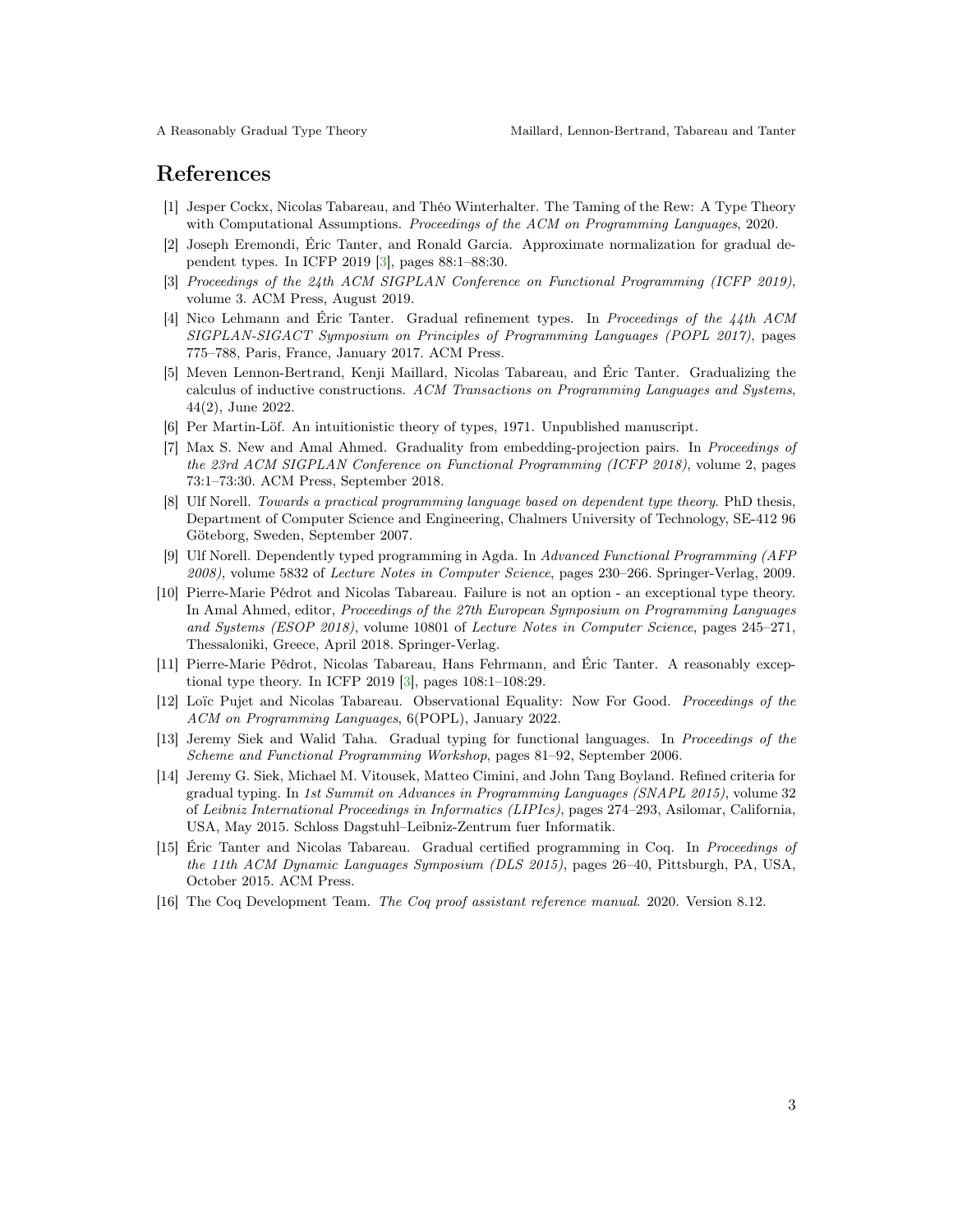# References

[1] Jesper Cockx, Nicolas Tabareau, and Théo Winterhalter. The Taming of the Rew: A Type Theory with Computational Assumptions. *Proceedings of the ACM on Programming Languages*, 2020.

[2] Joseph Eremondi, Éric Tanter, and Ronald Garcia. Approximate normalization for gradual dependent types. In ICFP 2019 [3], pages 88:1–88:30.

[3] *Proceedings of the 24th ACM SIGPLAN Conference on Functional Programming (ICFP 2019)*, volume 3. ACM Press, August 2019.

[4] Nico Lehmann and Éric Tanter. Gradual refinement types. In *Proceedings of the 44th ACM SIGPLAN-SIGACT Symposium on Principles of Programming Languages (POPL 2017)*, pages 775–788, Paris, France, January 2017. ACM Press.

[5] Meven Lennon-Bertrand, Kenji Maillard, Nicolas Tabareau, and Éric Tanter. Gradualizing the calculus of inductive constructions. *ACM Transactions on Programming Languages and Systems*, 44(2), June 2022.

[6] Per Martin-Löf. An intuitionistic theory of types, 1971. Unpublished manuscript.

[7] Max S. New and Amal Ahmed. Graduality from embedding-projection pairs. In *Proceedings of the 23rd ACM SIGPLAN Conference on Functional Programming (ICFP 2018)*, volume 2, pages 73:1–73:30. ACM Press, September 2018.

[8] Ulf Norell. *Towards a practical programming language based on dependent type theory*. PhD thesis, Department of Computer Science and Engineering, Chalmers University of Technology, SE-412 96 Göteborg, Sweden, September 2007.

[9] Ulf Norell. Dependently typed programming in Agda. In *Advanced Functional Programming (AFP 2008)*, volume 5832 of *Lecture Notes in Computer Science*, pages 230–266. Springer-Verlag, 2009.

[10] Pierre-Marie Pédrot and Nicolas Tabareau. Failure is not an option - an exceptional type theory. In Amal Ahmed, editor, *Proceedings of the 27th European Symposium on Programming Languages and Systems (ESOP 2018)*, volume 10801 of *Lecture Notes in Computer Science*, pages 245–271, Thessaloniki, Greece, April 2018. Springer-Verlag.

[11] Pierre-Marie Pédrot, Nicolas Tabareau, Hans Fehrmann, and Éric Tanter. A reasonably exceptional type theory. In ICFP 2019 [3], pages 108:1–108:29.

[12] Loïc Pujet and Nicolas Tabareau. Observational Equality: Now For Good. *Proceedings of the ACM on Programming Languages*, 6(POPL), January 2022.

[13] Jeremy Siek and Walid Taha. Gradual typing for functional languages. In *Proceedings of the Scheme and Functional Programming Workshop*, pages 81–92, September 2006.

[14] Jeremy G. Siek, Michael M. Vitousek, Matteo Cimini, and John Tang Boyland. Refined criteria for gradual typing. In *1st Summit on Advances in Programming Languages (SNAPL 2015)*, volume 32 of *Leibniz International Proceedings in Informatics (LIPIcs)*, pages 274–293, Asilomar, California, USA, May 2015. Schloss Dagstuhl–Leibniz-Zentrum fuer Informatik.

[15] Éric Tanter and Nicolas Tabareau. Gradual certified programming in Coq. In *Proceedings of the 11th ACM Dynamic Languages Symposium (DLS 2015)*, pages 26–40, Pittsburgh, PA, USA, October 2015. ACM Press.

[16] The Coq Development Team. *The Coq proof assistant reference manual*. 2020. Version 8.12.